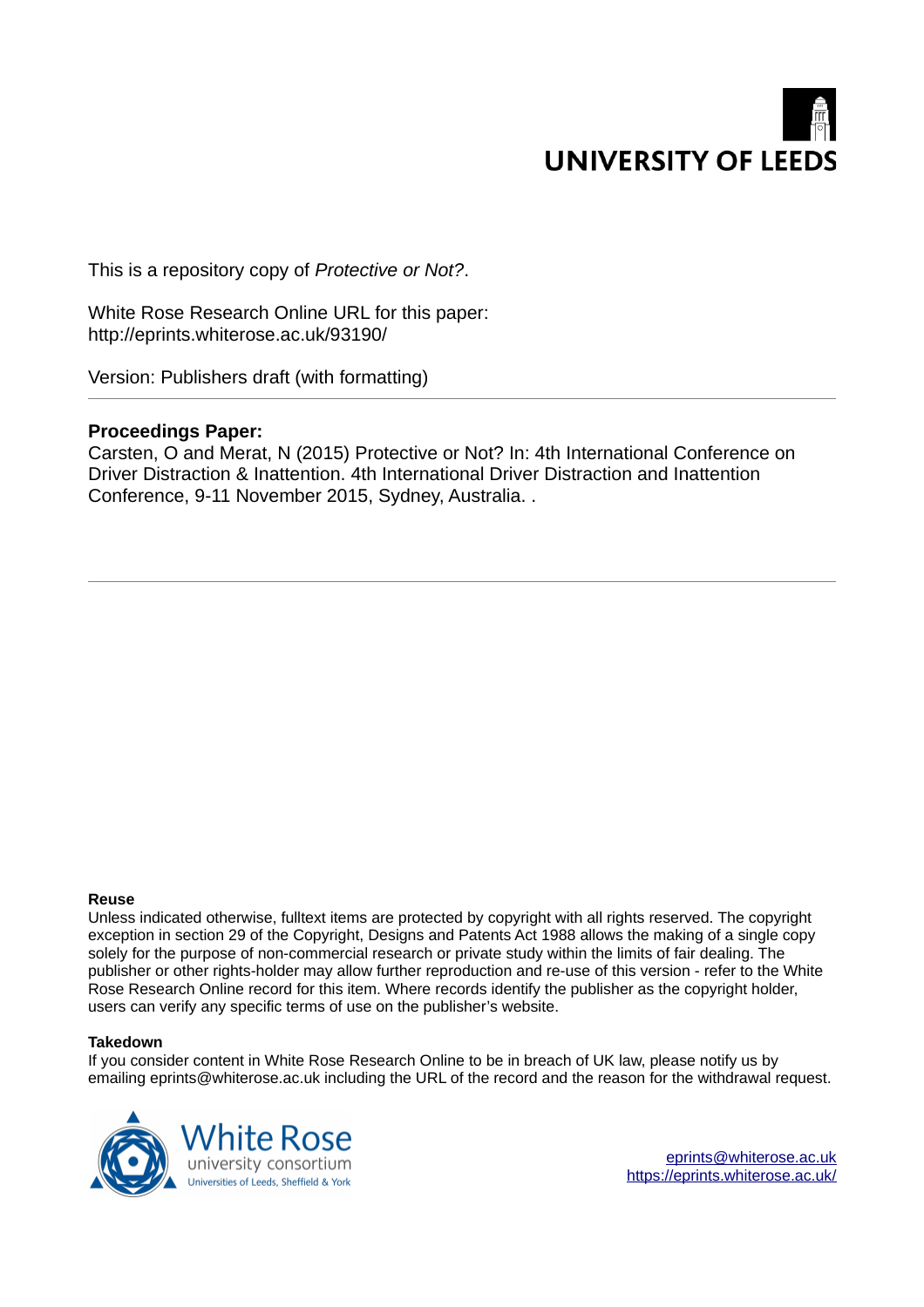UNIVERSITY OF LEEDS

This is a repository copy of *Protective or Not?*.

White Rose Research Online URL for this paper:
http://eprints.whiterose.ac.uk/93190/

Version: Publishers draft (with formatting)

---

**Proceedings Paper:**

Carsten, O and Merat, N (2015) Protective or Not? In: 4th International Conference on Driver Distraction & Inattention. 4th International Driver Distraction and Inattention Conference, 9-11 November 2015, Sydney, Australia. .

---

**Reuse**

Unless indicated otherwise, fulltext items are protected by copyright with all rights reserved. The copyright exception in section 29 of the Copyright, Designs and Patents Act 1988 allows the making of a single copy solely for the purpose of non-commercial research or private study within the limits of fair dealing. The publisher or other rights-holder may allow further reproduction and re-use of this version - refer to the White Rose Research Online record for this item. Where records identify the publisher as the copyright holder, users can verify any specific terms of use on the publisher's website.

**Takedown**

If you consider content in White Rose Research Online to be in breach of UK law, please notify us by emailing eprints@whiterose.ac.uk including the URL of the record and the reason for the withdrawal request.

White Rose university consortium
Universities of Leeds, Sheffield & York

eprints@whiterose.ac.uk
https://eprints.whiterose.ac.uk/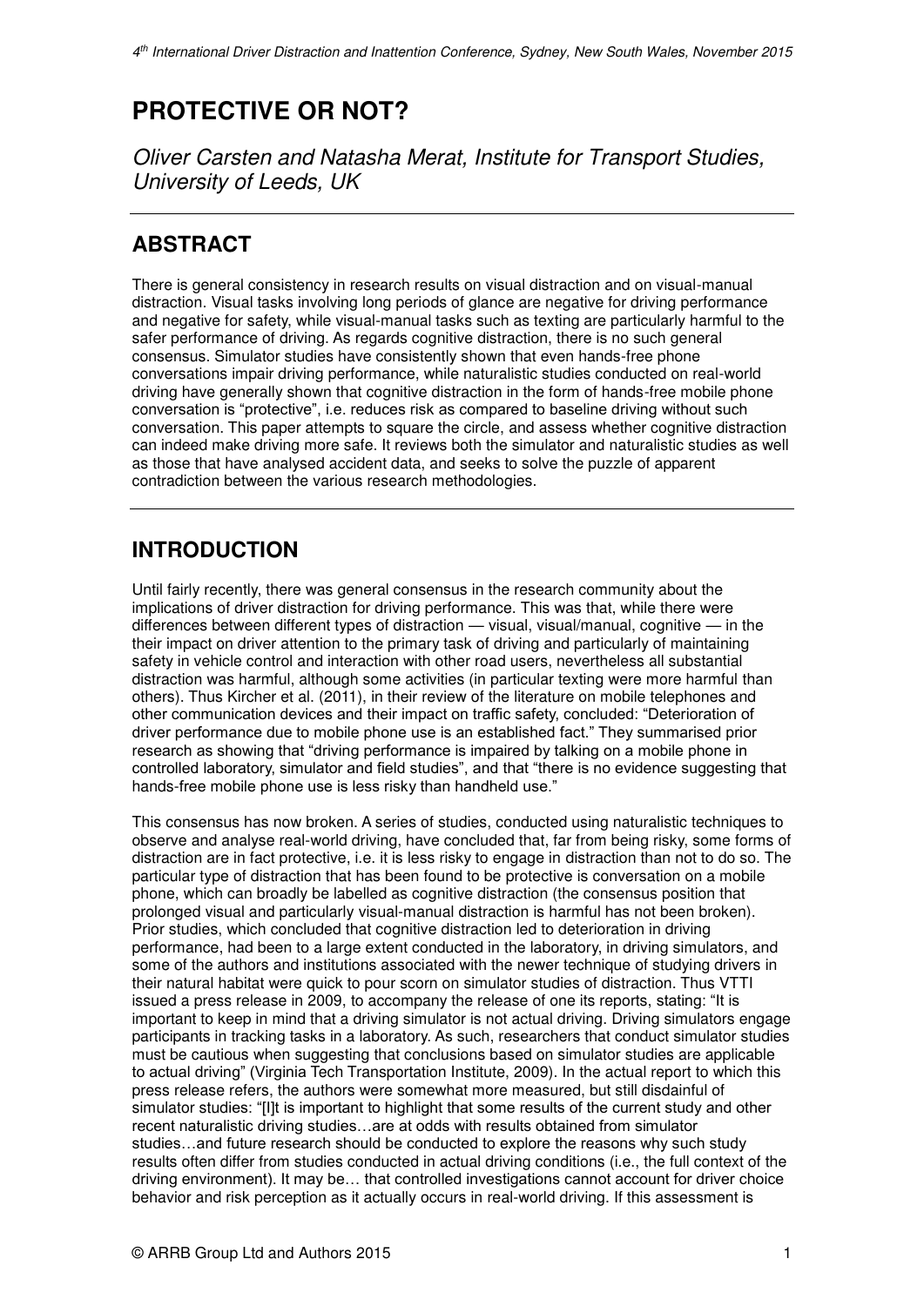# PROTECTIVE OR NOT?

*Oliver Carsten and Natasha Merat, Institute for Transport Studies, University of Leeds, UK*

## ABSTRACT

There is general consistency in research results on visual distraction and on visual-manual distraction. Visual tasks involving long periods of glance are negative for driving performance and negative for safety, while visual-manual tasks such as texting are particularly harmful to the safer performance of driving. As regards cognitive distraction, there is no such general consensus. Simulator studies have consistently shown that even hands-free phone conversations impair driving performance, while naturalistic studies conducted on real-world driving have generally shown that cognitive distraction in the form of hands-free mobile phone conversation is "protective", i.e. reduces risk as compared to baseline driving without such conversation. This paper attempts to square the circle, and assess whether cognitive distraction can indeed make driving more safe. It reviews both the simulator and naturalistic studies as well as those that have analysed accident data, and seeks to solve the puzzle of apparent contradiction between the various research methodologies.

## INTRODUCTION

Until fairly recently, there was general consensus in the research community about the implications of driver distraction for driving performance. This was that, while there were differences between different types of distraction — visual, visual/manual, cognitive — in the their impact on driver attention to the primary task of driving and particularly of maintaining safety in vehicle control and interaction with other road users, nevertheless all substantial distraction was harmful, although some activities (in particular texting were more harmful than others). Thus Kircher et al. (2011), in their review of the literature on mobile telephones and other communication devices and their impact on traffic safety, concluded: "Deterioration of driver performance due to mobile phone use is an established fact." They summarised prior research as showing that "driving performance is impaired by talking on a mobile phone in controlled laboratory, simulator and field studies", and that "there is no evidence suggesting that hands-free mobile phone use is less risky than handheld use."

This consensus has now broken. A series of studies, conducted using naturalistic techniques to observe and analyse real-world driving, have concluded that, far from being risky, some forms of distraction are in fact protective, i.e. it is less risky to engage in distraction than not to do so. The particular type of distraction that has been found to be protective is conversation on a mobile phone, which can broadly be labelled as cognitive distraction (the consensus position that prolonged visual and particularly visual-manual distraction is harmful has not been broken). Prior studies, which concluded that cognitive distraction led to deterioration in driving performance, had been to a large extent conducted in the laboratory, in driving simulators, and some of the authors and institutions associated with the newer technique of studying drivers in their natural habitat were quick to pour scorn on simulator studies of distraction. Thus VTTI issued a press release in 2009, to accompany the release of one its reports, stating: "It is important to keep in mind that a driving simulator is not actual driving. Driving simulators engage participants in tracking tasks in a laboratory. As such, researchers that conduct simulator studies must be cautious when suggesting that conclusions based on simulator studies are applicable to actual driving" (Virginia Tech Transportation Institute, 2009). In the actual report to which this press release refers, the authors were somewhat more measured, but still disdainful of simulator studies: "[I]t is important to highlight that some results of the current study and other recent naturalistic driving studies…are at odds with results obtained from simulator studies…and future research should be conducted to explore the reasons why such study results often differ from studies conducted in actual driving conditions (i.e., the full context of the driving environment). It may be… that controlled investigations cannot account for driver choice behavior and risk perception as it actually occurs in real-world driving. If this assessment is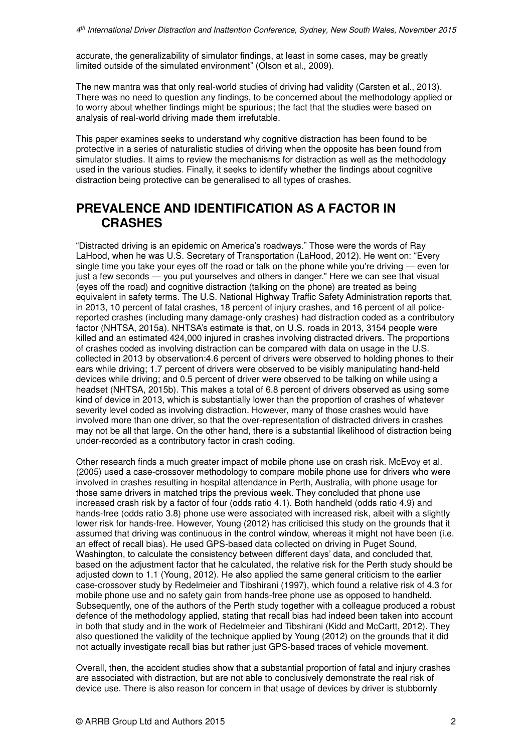accurate, the generalizability of simulator findings, at least in some cases, may be greatly limited outside of the simulated environment" (Olson et al., 2009).

The new mantra was that only real-world studies of driving had validity (Carsten et al., 2013). There was no need to question any findings, to be concerned about the methodology applied or to worry about whether findings might be spurious; the fact that the studies were based on analysis of real-world driving made them irrefutable.

This paper examines seeks to understand why cognitive distraction has been found to be protective in a series of naturalistic studies of driving when the opposite has been found from simulator studies. It aims to review the mechanisms for distraction as well as the methodology used in the various studies. Finally, it seeks to identify whether the findings about cognitive distraction being protective can be generalised to all types of crashes.

## PREVALENCE AND IDENTIFICATION AS A FACTOR IN CRASHES

"Distracted driving is an epidemic on America's roadways." Those were the words of Ray LaHood, when he was U.S. Secretary of Transportation (LaHood, 2012). He went on: "Every single time you take your eyes off the road or talk on the phone while you're driving — even for just a few seconds — you put yourselves and others in danger." Here we can see that visual (eyes off the road) and cognitive distraction (talking on the phone) are treated as being equivalent in safety terms. The U.S. National Highway Traffic Safety Administration reports that, in 2013, 10 percent of fatal crashes, 18 percent of injury crashes, and 16 percent of all police-reported crashes (including many damage-only crashes) had distraction coded as a contributory factor (NHTSA, 2015a). NHTSA's estimate is that, on U.S. roads in 2013, 3154 people were killed and an estimated 424,000 injured in crashes involving distracted drivers. The proportions of crashes coded as involving distraction can be compared with data on usage in the U.S. collected in 2013 by observation:4.6 percent of drivers were observed to holding phones to their ears while driving; 1.7 percent of drivers were observed to be visibly manipulating hand-held devices while driving; and 0.5 percent of driver were observed to be talking on while using a headset (NHTSA, 2015b). This makes a total of 6.8 percent of drivers observed as using some kind of device in 2013, which is substantially lower than the proportion of crashes of whatever severity level coded as involving distraction. However, many of those crashes would have involved more than one driver, so that the over-representation of distracted drivers in crashes may not be all that large. On the other hand, there is a substantial likelihood of distraction being under-recorded as a contributory factor in crash coding.

Other research finds a much greater impact of mobile phone use on crash risk. McEvoy et al. (2005) used a case-crossover methodology to compare mobile phone use for drivers who were involved in crashes resulting in hospital attendance in Perth, Australia, with phone usage for those same drivers in matched trips the previous week. They concluded that phone use increased crash risk by a factor of four (odds ratio 4.1). Both handheld (odds ratio 4.9) and hands-free (odds ratio 3.8) phone use were associated with increased risk, albeit with a slightly lower risk for hands-free. However, Young (2012) has criticised this study on the grounds that it assumed that driving was continuous in the control window, whereas it might not have been (i.e. an effect of recall bias). He used GPS-based data collected on driving in Puget Sound, Washington, to calculate the consistency between different days' data, and concluded that, based on the adjustment factor that he calculated, the relative risk for the Perth study should be adjusted down to 1.1 (Young, 2012). He also applied the same general criticism to the earlier case-crossover study by Redelmeier and Tibshirani (1997), which found a relative risk of 4.3 for mobile phone use and no safety gain from hands-free phone use as opposed to handheld. Subsequently, one of the authors of the Perth study together with a colleague produced a robust defence of the methodology applied, stating that recall bias had indeed been taken into account in both that study and in the work of Redelmeier and Tibshirani (Kidd and McCartt, 2012). They also questioned the validity of the technique applied by Young (2012) on the grounds that it did not actually investigate recall bias but rather just GPS-based traces of vehicle movement.

Overall, then, the accident studies show that a substantial proportion of fatal and injury crashes are associated with distraction, but are not able to conclusively demonstrate the real risk of device use. There is also reason for concern in that usage of devices by driver is stubbornly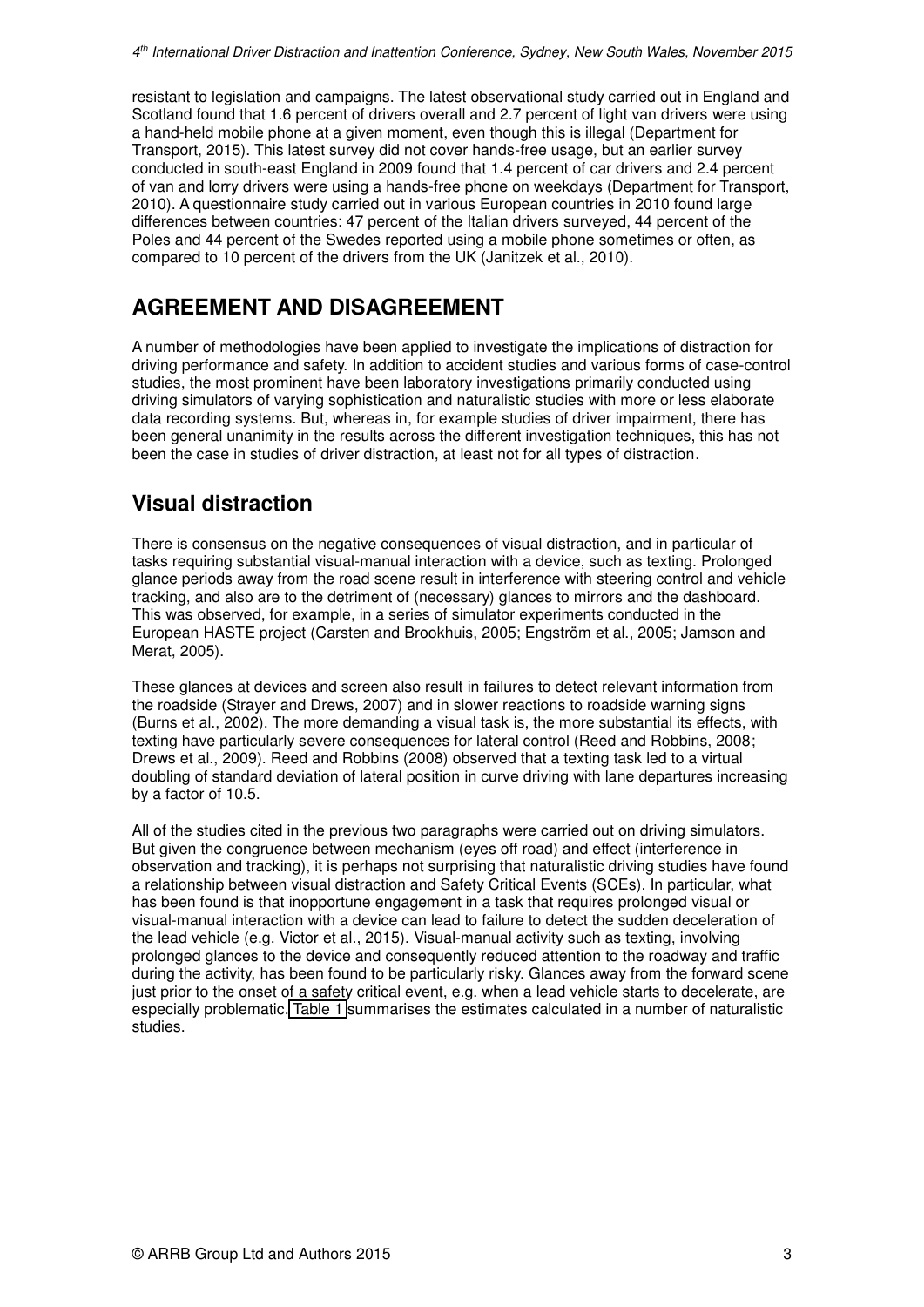resistant to legislation and campaigns. The latest observational study carried out in England and Scotland found that 1.6 percent of drivers overall and 2.7 percent of light van drivers were using a hand-held mobile phone at a given moment, even though this is illegal (Department for Transport, 2015). This latest survey did not cover hands-free usage, but an earlier survey conducted in south-east England in 2009 found that 1.4 percent of car drivers and 2.4 percent of van and lorry drivers were using a hands-free phone on weekdays (Department for Transport, 2010). A questionnaire study carried out in various European countries in 2010 found large differences between countries: 47 percent of the Italian drivers surveyed, 44 percent of the Poles and 44 percent of the Swedes reported using a mobile phone sometimes or often, as compared to 10 percent of the drivers from the UK (Janitzek et al., 2010).

# AGREEMENT AND DISAGREEMENT

A number of methodologies have been applied to investigate the implications of distraction for driving performance and safety. In addition to accident studies and various forms of case-control studies, the most prominent have been laboratory investigations primarily conducted using driving simulators of varying sophistication and naturalistic studies with more or less elaborate data recording systems. But, whereas in, for example studies of driver impairment, there has been general unanimity in the results across the different investigation techniques, this has not been the case in studies of driver distraction, at least not for all types of distraction.

## Visual distraction

There is consensus on the negative consequences of visual distraction, and in particular of tasks requiring substantial visual-manual interaction with a device, such as texting. Prolonged glance periods away from the road scene result in interference with steering control and vehicle tracking, and also are to the detriment of (necessary) glances to mirrors and the dashboard. This was observed, for example, in a series of simulator experiments conducted in the European HASTE project (Carsten and Brookhuis, 2005; Engström et al., 2005; Jamson and Merat, 2005).

These glances at devices and screen also result in failures to detect relevant information from the roadside (Strayer and Drews, 2007) and in slower reactions to roadside warning signs (Burns et al., 2002). The more demanding a visual task is, the more substantial its effects, with texting have particularly severe consequences for lateral control (Reed and Robbins, 2008; Drews et al., 2009). Reed and Robbins (2008) observed that a texting task led to a virtual doubling of standard deviation of lateral position in curve driving with lane departures increasing by a factor of 10.5.

All of the studies cited in the previous two paragraphs were carried out on driving simulators. But given the congruence between mechanism (eyes off road) and effect (interference in observation and tracking), it is perhaps not surprising that naturalistic driving studies have found a relationship between visual distraction and Safety Critical Events (SCEs). In particular, what has been found is that inopportune engagement in a task that requires prolonged visual or visual-manual interaction with a device can lead to failure to detect the sudden deceleration of the lead vehicle (e.g. Victor et al., 2015). Visual-manual activity such as texting, involving prolonged glances to the device and consequently reduced attention to the roadway and traffic during the activity, has been found to be particularly risky. Glances away from the forward scene just prior to the onset of a safety critical event, e.g. when a lead vehicle starts to decelerate, are especially problematic. Table 1 summarises the estimates calculated in a number of naturalistic studies.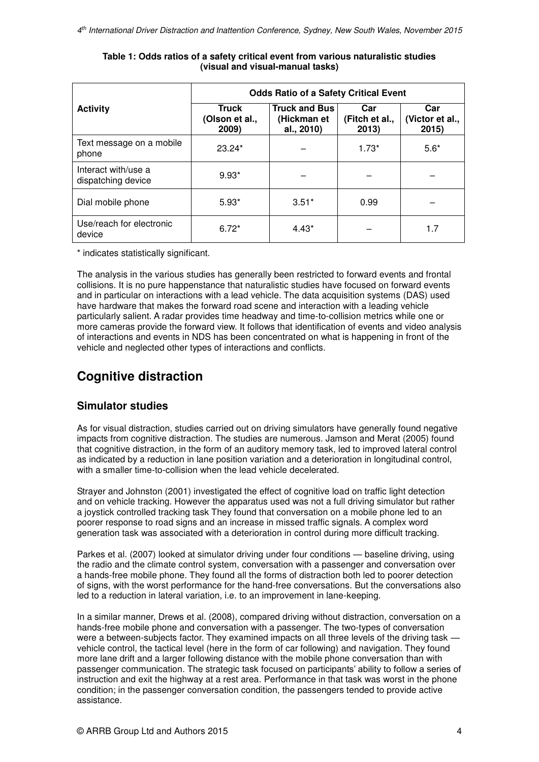**Table 1: Odds ratios of a safety critical event from various naturalistic studies (visual and visual-manual tasks)**

| Activity | Odds Ratio of a Safety Critical Event | | | |
|---|---|---|---|---|
| | Truck (Olson et al., 2009) | Truck and Bus (Hickman et al., 2010) | Car (Fitch et al., 2013) | Car (Victor et al., 2015) |
| Text message on a mobile phone | 23.24* | – | 1.73* | 5.6* |
| Interact with/use a dispatching device | 9.93* | – | – | – |
| Dial mobile phone | 5.93* | 3.51* | 0.99 | – |
| Use/reach for electronic device | 6.72* | 4.43* | – | 1.7 |

* indicates statistically significant.

The analysis in the various studies has generally been restricted to forward events and frontal collisions. It is no pure happenstance that naturalistic studies have focused on forward events and in particular on interactions with a lead vehicle. The data acquisition systems (DAS) used have hardware that makes the forward road scene and interaction with a leading vehicle particularly salient. A radar provides time headway and time-to-collision metrics while one or more cameras provide the forward view. It follows that identification of events and video analysis of interactions and events in NDS has been concentrated on what is happening in front of the vehicle and neglected other types of interactions and conflicts.

## Cognitive distraction

### Simulator studies

As for visual distraction, studies carried out on driving simulators have generally found negative impacts from cognitive distraction. The studies are numerous. Jamson and Merat (2005) found that cognitive distraction, in the form of an auditory memory task, led to improved lateral control as indicated by a reduction in lane position variation and a deterioration in longitudinal control, with a smaller time-to-collision when the lead vehicle decelerated.

Strayer and Johnston (2001) investigated the effect of cognitive load on traffic light detection and on vehicle tracking. However the apparatus used was not a full driving simulator but rather a joystick controlled tracking task They found that conversation on a mobile phone led to an poorer response to road signs and an increase in missed traffic signals. A complex word generation task was associated with a deterioration in control during more difficult tracking.

Parkes et al. (2007) looked at simulator driving under four conditions — baseline driving, using the radio and the climate control system, conversation with a passenger and conversation over a hands-free mobile phone. They found all the forms of distraction both led to poorer detection of signs, with the worst performance for the hand-free conversations. But the conversations also led to a reduction in lateral variation, i.e. to an improvement in lane-keeping.

In a similar manner, Drews et al. (2008), compared driving without distraction, conversation on a hands-free mobile phone and conversation with a passenger. The two-types of conversation were a between-subjects factor. They examined impacts on all three levels of the driving task — vehicle control, the tactical level (here in the form of car following) and navigation. They found more lane drift and a larger following distance with the mobile phone conversation than with passenger communication. The strategic task focused on participants' ability to follow a series of instruction and exit the highway at a rest area. Performance in that task was worst in the phone condition; in the passenger conversation condition, the passengers tended to provide active assistance.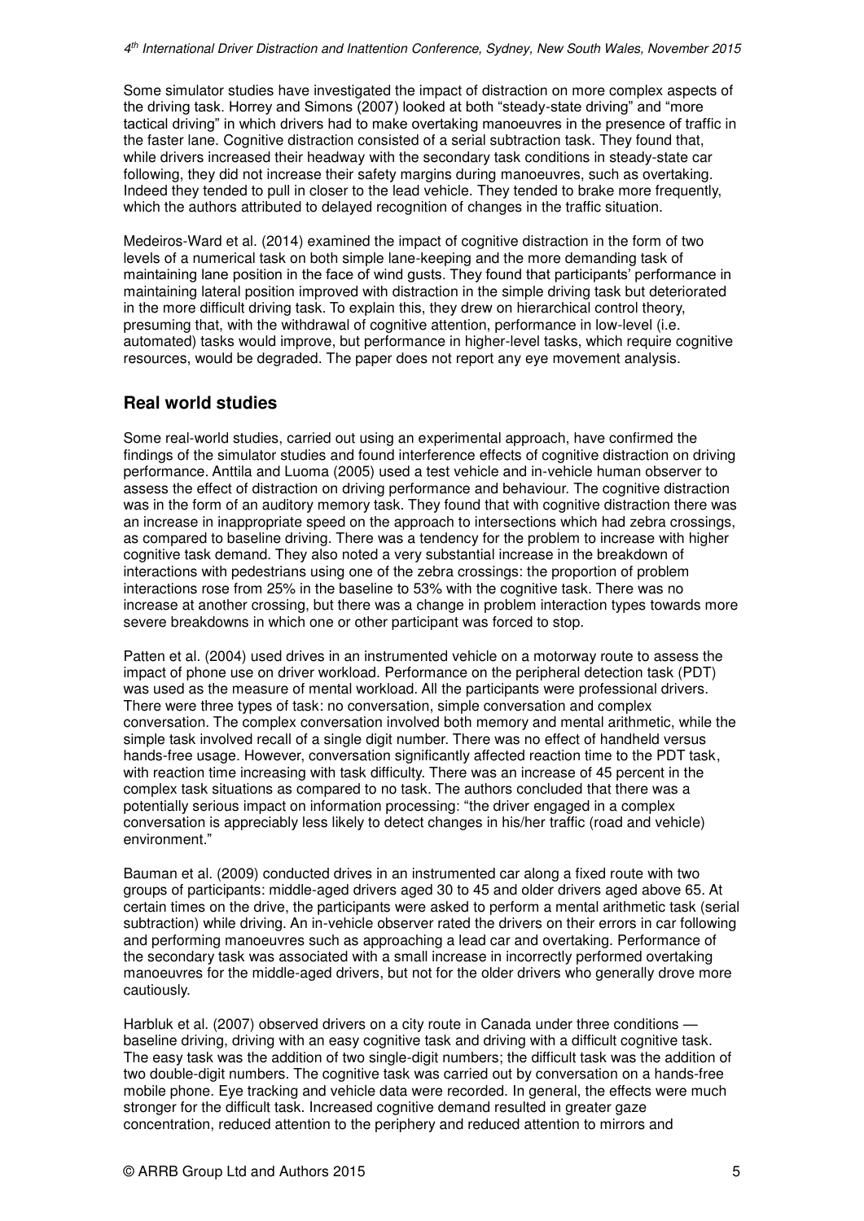Some simulator studies have investigated the impact of distraction on more complex aspects of the driving task. Horrey and Simons (2007) looked at both "steady-state driving" and "more tactical driving" in which drivers had to make overtaking manoeuvres in the presence of traffic in the faster lane. Cognitive distraction consisted of a serial subtraction task. They found that, while drivers increased their headway with the secondary task conditions in steady-state car following, they did not increase their safety margins during manoeuvres, such as overtaking. Indeed they tended to pull in closer to the lead vehicle. They tended to brake more frequently, which the authors attributed to delayed recognition of changes in the traffic situation.

Medeiros-Ward et al. (2014) examined the impact of cognitive distraction in the form of two levels of a numerical task on both simple lane-keeping and the more demanding task of maintaining lane position in the face of wind gusts. They found that participants' performance in maintaining lateral position improved with distraction in the simple driving task but deteriorated in the more difficult driving task. To explain this, they drew on hierarchical control theory, presuming that, with the withdrawal of cognitive attention, performance in low-level (i.e. automated) tasks would improve, but performance in higher-level tasks, which require cognitive resources, would be degraded. The paper does not report any eye movement analysis.

## Real world studies

Some real-world studies, carried out using an experimental approach, have confirmed the findings of the simulator studies and found interference effects of cognitive distraction on driving performance. Anttila and Luoma (2005) used a test vehicle and in-vehicle human observer to assess the effect of distraction on driving performance and behaviour. The cognitive distraction was in the form of an auditory memory task. They found that with cognitive distraction there was an increase in inappropriate speed on the approach to intersections which had zebra crossings, as compared to baseline driving. There was a tendency for the problem to increase with higher cognitive task demand. They also noted a very substantial increase in the breakdown of interactions with pedestrians using one of the zebra crossings: the proportion of problem interactions rose from 25% in the baseline to 53% with the cognitive task. There was no increase at another crossing, but there was a change in problem interaction types towards more severe breakdowns in which one or other participant was forced to stop.

Patten et al. (2004) used drives in an instrumented vehicle on a motorway route to assess the impact of phone use on driver workload. Performance on the peripheral detection task (PDT) was used as the measure of mental workload. All the participants were professional drivers. There were three types of task: no conversation, simple conversation and complex conversation. The complex conversation involved both memory and mental arithmetic, while the simple task involved recall of a single digit number. There was no effect of handheld versus hands-free usage. However, conversation significantly affected reaction time to the PDT task, with reaction time increasing with task difficulty. There was an increase of 45 percent in the complex task situations as compared to no task. The authors concluded that there was a potentially serious impact on information processing: "the driver engaged in a complex conversation is appreciably less likely to detect changes in his/her traffic (road and vehicle) environment."

Bauman et al. (2009) conducted drives in an instrumented car along a fixed route with two groups of participants: middle-aged drivers aged 30 to 45 and older drivers aged above 65. At certain times on the drive, the participants were asked to perform a mental arithmetic task (serial subtraction) while driving. An in-vehicle observer rated the drivers on their errors in car following and performing manoeuvres such as approaching a lead car and overtaking. Performance of the secondary task was associated with a small increase in incorrectly performed overtaking manoeuvres for the middle-aged drivers, but not for the older drivers who generally drove more cautiously.

Harbluk et al. (2007) observed drivers on a city route in Canada under three conditions — baseline driving, driving with an easy cognitive task and driving with a difficult cognitive task. The easy task was the addition of two single-digit numbers; the difficult task was the addition of two double-digit numbers. The cognitive task was carried out by conversation on a hands-free mobile phone. Eye tracking and vehicle data were recorded. In general, the effects were much stronger for the difficult task. Increased cognitive demand resulted in greater gaze concentration, reduced attention to the periphery and reduced attention to mirrors and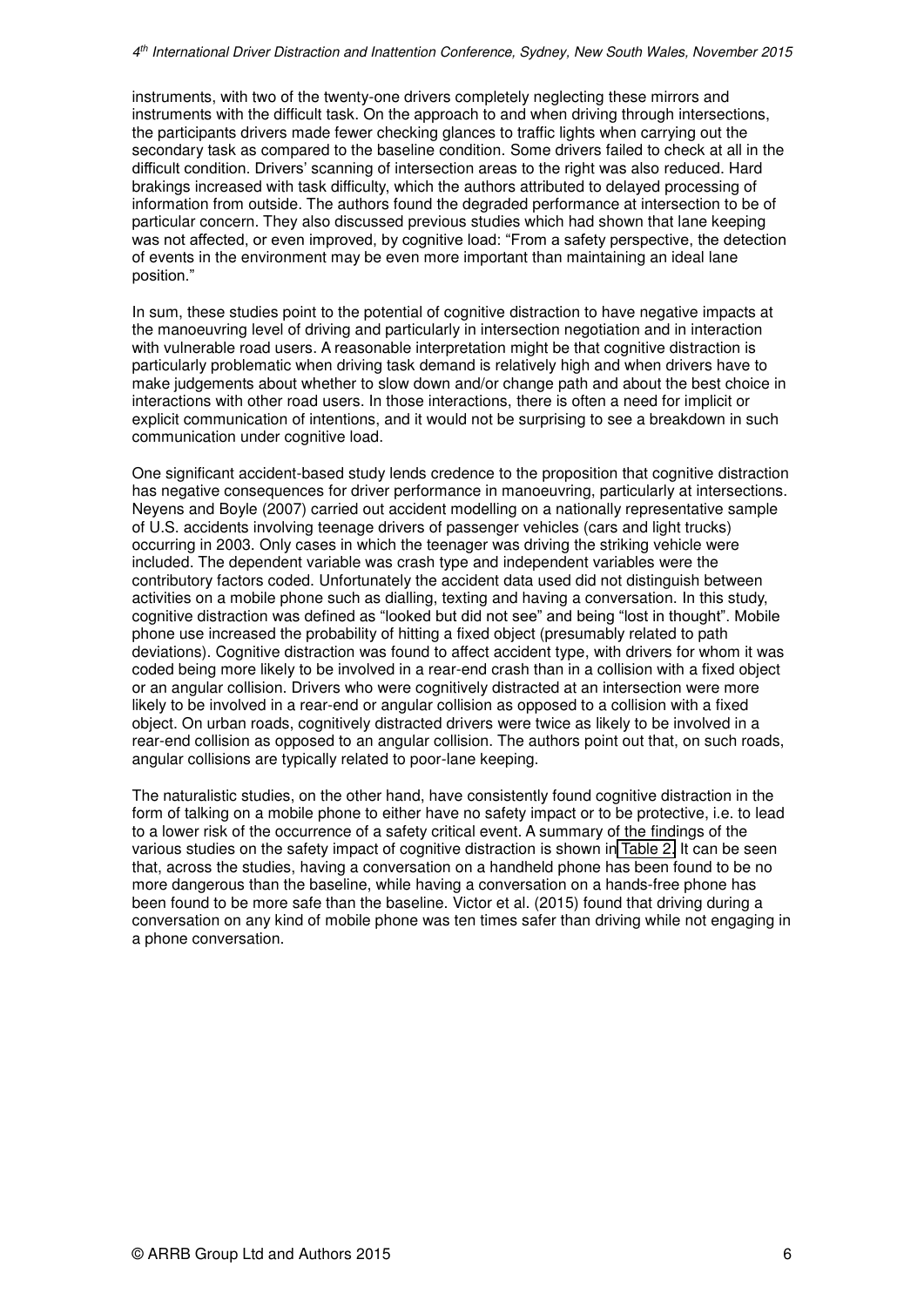instruments, with two of the twenty-one drivers completely neglecting these mirrors and instruments with the difficult task. On the approach to and when driving through intersections, the participants drivers made fewer checking glances to traffic lights when carrying out the secondary task as compared to the baseline condition. Some drivers failed to check at all in the difficult condition. Drivers' scanning of intersection areas to the right was also reduced. Hard brakings increased with task difficulty, which the authors attributed to delayed processing of information from outside. The authors found the degraded performance at intersection to be of particular concern. They also discussed previous studies which had shown that lane keeping was not affected, or even improved, by cognitive load: "From a safety perspective, the detection of events in the environment may be even more important than maintaining an ideal lane position."

In sum, these studies point to the potential of cognitive distraction to have negative impacts at the manoeuvring level of driving and particularly in intersection negotiation and in interaction with vulnerable road users. A reasonable interpretation might be that cognitive distraction is particularly problematic when driving task demand is relatively high and when drivers have to make judgements about whether to slow down and/or change path and about the best choice in interactions with other road users. In those interactions, there is often a need for implicit or explicit communication of intentions, and it would not be surprising to see a breakdown in such communication under cognitive load.

One significant accident-based study lends credence to the proposition that cognitive distraction has negative consequences for driver performance in manoeuvring, particularly at intersections. Neyens and Boyle (2007) carried out accident modelling on a nationally representative sample of U.S. accidents involving teenage drivers of passenger vehicles (cars and light trucks) occurring in 2003. Only cases in which the teenager was driving the striking vehicle were included. The dependent variable was crash type and independent variables were the contributory factors coded. Unfortunately the accident data used did not distinguish between activities on a mobile phone such as dialling, texting and having a conversation. In this study, cognitive distraction was defined as "looked but did not see" and being "lost in thought". Mobile phone use increased the probability of hitting a fixed object (presumably related to path deviations). Cognitive distraction was found to affect accident type, with drivers for whom it was coded being more likely to be involved in a rear-end crash than in a collision with a fixed object or an angular collision. Drivers who were cognitively distracted at an intersection were more likely to be involved in a rear-end or angular collision as opposed to a collision with a fixed object. On urban roads, cognitively distracted drivers were twice as likely to be involved in a rear-end collision as opposed to an angular collision. The authors point out that, on such roads, angular collisions are typically related to poor-lane keeping.

The naturalistic studies, on the other hand, have consistently found cognitive distraction in the form of talking on a mobile phone to either have no safety impact or to be protective, i.e. to lead to a lower risk of the occurrence of a safety critical event. A summary of the findings of the various studies on the safety impact of cognitive distraction is shown in Table 2. It can be seen that, across the studies, having a conversation on a handheld phone has been found to be no more dangerous than the baseline, while having a conversation on a hands-free phone has been found to be more safe than the baseline. Victor et al. (2015) found that driving during a conversation on any kind of mobile phone was ten times safer than driving while not engaging in a phone conversation.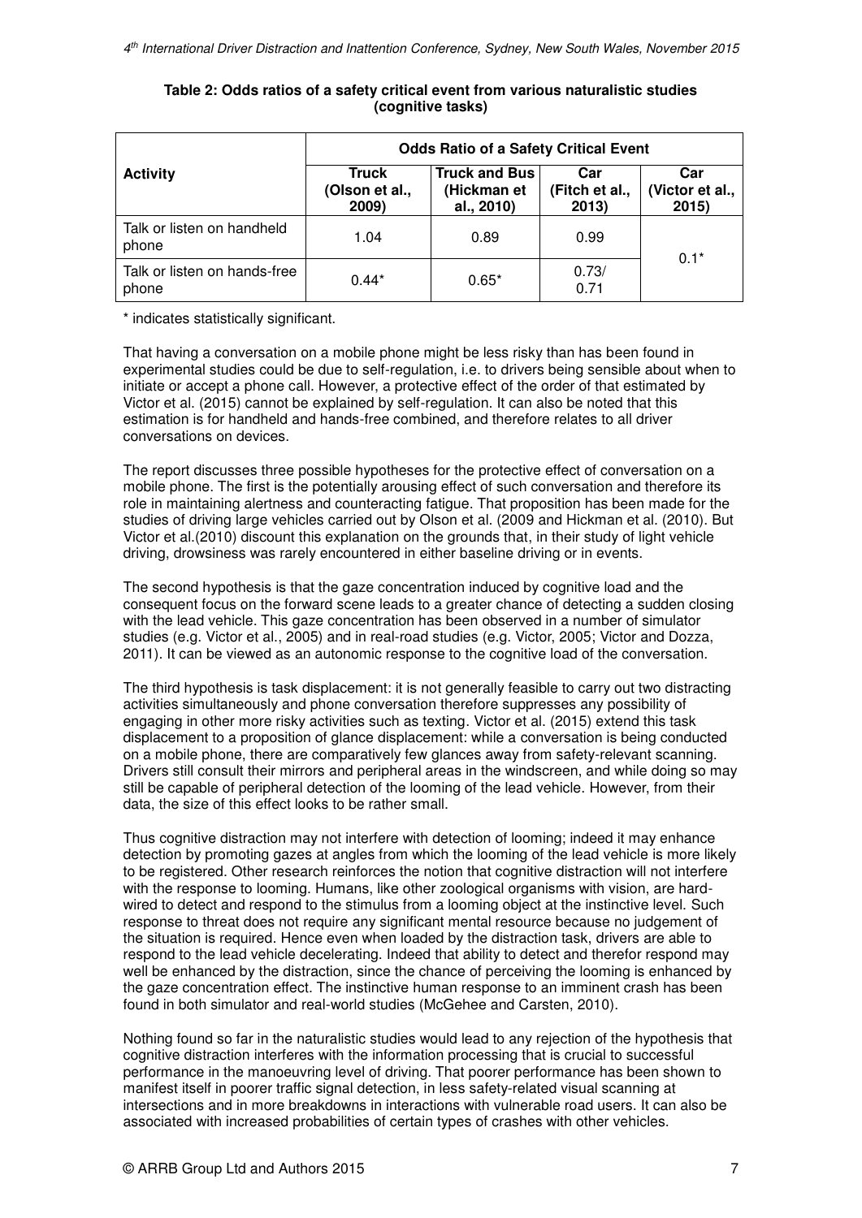**Table 2: Odds ratios of a safety critical event from various naturalistic studies (cognitive tasks)**

| Activity | Odds Ratio of a Safety Critical Event | | | |
|---|---|---|---|---|
| | Truck (Olson et al., 2009) | Truck and Bus (Hickman et al., 2010) | Car (Fitch et al., 2013) | Car (Victor et al., 2015) |
| Talk or listen on handheld phone | 1.04 | 0.89 | 0.99 | 0.1* |
| Talk or listen on hands-free phone | 0.44* | 0.65* | 0.73/ 0.71 | |

\* indicates statistically significant.

That having a conversation on a mobile phone might be less risky than has been found in experimental studies could be due to self-regulation, i.e. to drivers being sensible about when to initiate or accept a phone call. However, a protective effect of the order of that estimated by Victor et al. (2015) cannot be explained by self-regulation. It can also be noted that this estimation is for handheld and hands-free combined, and therefore relates to all driver conversations on devices.

The report discusses three possible hypotheses for the protective effect of conversation on a mobile phone. The first is the potentially arousing effect of such conversation and therefore its role in maintaining alertness and counteracting fatigue. That proposition has been made for the studies of driving large vehicles carried out by Olson et al. (2009 and Hickman et al. (2010). But Victor et al.(2010) discount this explanation on the grounds that, in their study of light vehicle driving, drowsiness was rarely encountered in either baseline driving or in events.

The second hypothesis is that the gaze concentration induced by cognitive load and the consequent focus on the forward scene leads to a greater chance of detecting a sudden closing with the lead vehicle. This gaze concentration has been observed in a number of simulator studies (e.g. Victor et al., 2005) and in real-road studies (e.g. Victor, 2005; Victor and Dozza, 2011). It can be viewed as an autonomic response to the cognitive load of the conversation.

The third hypothesis is task displacement: it is not generally feasible to carry out two distracting activities simultaneously and phone conversation therefore suppresses any possibility of engaging in other more risky activities such as texting. Victor et al. (2015) extend this task displacement to a proposition of glance displacement: while a conversation is being conducted on a mobile phone, there are comparatively few glances away from safety-relevant scanning. Drivers still consult their mirrors and peripheral areas in the windscreen, and while doing so may still be capable of peripheral detection of the looming of the lead vehicle. However, from their data, the size of this effect looks to be rather small.

Thus cognitive distraction may not interfere with detection of looming; indeed it may enhance detection by promoting gazes at angles from which the looming of the lead vehicle is more likely to be registered. Other research reinforces the notion that cognitive distraction will not interfere with the response to looming. Humans, like other zoological organisms with vision, are hard-wired to detect and respond to the stimulus from a looming object at the instinctive level. Such response to threat does not require any significant mental resource because no judgement of the situation is required. Hence even when loaded by the distraction task, drivers are able to respond to the lead vehicle decelerating. Indeed that ability to detect and therefor respond may well be enhanced by the distraction, since the chance of perceiving the looming is enhanced by the gaze concentration effect. The instinctive human response to an imminent crash has been found in both simulator and real-world studies (McGehee and Carsten, 2010).

Nothing found so far in the naturalistic studies would lead to any rejection of the hypothesis that cognitive distraction interferes with the information processing that is crucial to successful performance in the manoeuvring level of driving. That poorer performance has been shown to manifest itself in poorer traffic signal detection, in less safety-related visual scanning at intersections and in more breakdowns in interactions with vulnerable road users. It can also be associated with increased probabilities of certain types of crashes with other vehicles.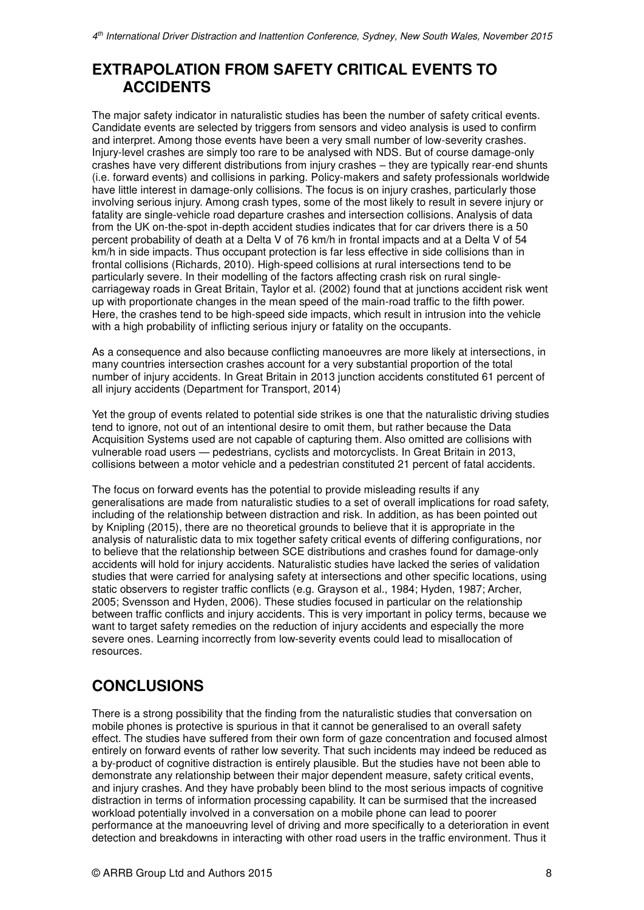## EXTRAPOLATION FROM SAFETY CRITICAL EVENTS TO ACCIDENTS

The major safety indicator in naturalistic studies has been the number of safety critical events. Candidate events are selected by triggers from sensors and video analysis is used to confirm and interpret. Among those events have been a very small number of low-severity crashes. Injury-level crashes are simply too rare to be analysed with NDS. But of course damage-only crashes have very different distributions from injury crashes – they are typically rear-end shunts (i.e. forward events) and collisions in parking. Policy-makers and safety professionals worldwide have little interest in damage-only collisions. The focus is on injury crashes, particularly those involving serious injury. Among crash types, some of the most likely to result in severe injury or fatality are single-vehicle road departure crashes and intersection collisions. Analysis of data from the UK on-the-spot in-depth accident studies indicates that for car drivers there is a 50 percent probability of death at a Delta V of 76 km/h in frontal impacts and at a Delta V of 54 km/h in side impacts. Thus occupant protection is far less effective in side collisions than in frontal collisions (Richards, 2010). High-speed collisions at rural intersections tend to be particularly severe. In their modelling of the factors affecting crash risk on rural single-carriageway roads in Great Britain, Taylor et al. (2002) found that at junctions accident risk went up with proportionate changes in the mean speed of the main-road traffic to the fifth power. Here, the crashes tend to be high-speed side impacts, which result in intrusion into the vehicle with a high probability of inflicting serious injury or fatality on the occupants.

As a consequence and also because conflicting manoeuvres are more likely at intersections, in many countries intersection crashes account for a very substantial proportion of the total number of injury accidents. In Great Britain in 2013 junction accidents constituted 61 percent of all injury accidents (Department for Transport, 2014)

Yet the group of events related to potential side strikes is one that the naturalistic driving studies tend to ignore, not out of an intentional desire to omit them, but rather because the Data Acquisition Systems used are not capable of capturing them. Also omitted are collisions with vulnerable road users — pedestrians, cyclists and motorcyclists. In Great Britain in 2013, collisions between a motor vehicle and a pedestrian constituted 21 percent of fatal accidents.

The focus on forward events has the potential to provide misleading results if any generalisations are made from naturalistic studies to a set of overall implications for road safety, including of the relationship between distraction and risk. In addition, as has been pointed out by Knipling (2015), there are no theoretical grounds to believe that it is appropriate in the analysis of naturalistic data to mix together safety critical events of differing configurations, nor to believe that the relationship between SCE distributions and crashes found for damage-only accidents will hold for injury accidents. Naturalistic studies have lacked the series of validation studies that were carried for analysing safety at intersections and other specific locations, using static observers to register traffic conflicts (e.g. Grayson et al., 1984; Hyden, 1987; Archer, 2005; Svensson and Hyden, 2006). These studies focused in particular on the relationship between traffic conflicts and injury accidents. This is very important in policy terms, because we want to target safety remedies on the reduction of injury accidents and especially the more severe ones. Learning incorrectly from low-severity events could lead to misallocation of resources.

## CONCLUSIONS

There is a strong possibility that the finding from the naturalistic studies that conversation on mobile phones is protective is spurious in that it cannot be generalised to an overall safety effect. The studies have suffered from their own form of gaze concentration and focused almost entirely on forward events of rather low severity. That such incidents may indeed be reduced as a by-product of cognitive distraction is entirely plausible. But the studies have not been able to demonstrate any relationship between their major dependent measure, safety critical events, and injury crashes. And they have probably been blind to the most serious impacts of cognitive distraction in terms of information processing capability. It can be surmised that the increased workload potentially involved in a conversation on a mobile phone can lead to poorer performance at the manoeuvring level of driving and more specifically to a deterioration in event detection and breakdowns in interacting with other road users in the traffic environment. Thus it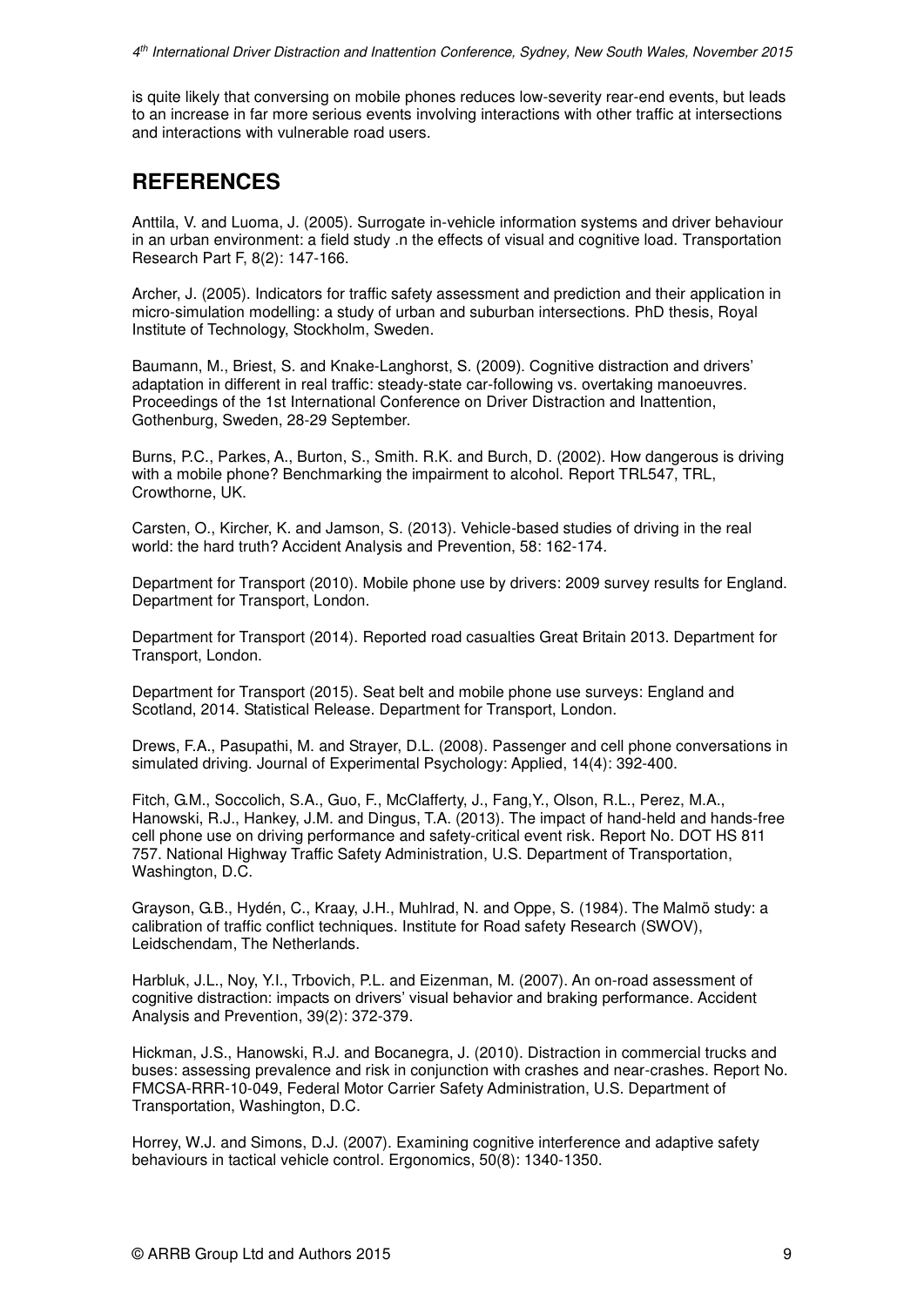is quite likely that conversing on mobile phones reduces low-severity rear-end events, but leads to an increase in far more serious events involving interactions with other traffic at intersections and interactions with vulnerable road users.

## REFERENCES

Anttila, V. and Luoma, J. (2005). Surrogate in-vehicle information systems and driver behaviour in an urban environment: a field study .n the effects of visual and cognitive load. Transportation Research Part F, 8(2): 147-166.

Archer, J. (2005). Indicators for traffic safety assessment and prediction and their application in micro-simulation modelling: a study of urban and suburban intersections. PhD thesis, Royal Institute of Technology, Stockholm, Sweden.

Baumann, M., Briest, S. and Knake-Langhorst, S. (2009). Cognitive distraction and drivers' adaptation in different in real traffic: steady-state car-following vs. overtaking manoeuvres. Proceedings of the 1st International Conference on Driver Distraction and Inattention, Gothenburg, Sweden, 28-29 September.

Burns, P.C., Parkes, A., Burton, S., Smith. R.K. and Burch, D. (2002). How dangerous is driving with a mobile phone? Benchmarking the impairment to alcohol. Report TRL547, TRL, Crowthorne, UK.

Carsten, O., Kircher, K. and Jamson, S. (2013). Vehicle-based studies of driving in the real world: the hard truth? Accident Analysis and Prevention, 58: 162-174.

Department for Transport (2010). Mobile phone use by drivers: 2009 survey results for England. Department for Transport, London.

Department for Transport (2014). Reported road casualties Great Britain 2013. Department for Transport, London.

Department for Transport (2015). Seat belt and mobile phone use surveys: England and Scotland, 2014. Statistical Release. Department for Transport, London.

Drews, F.A., Pasupathi, M. and Strayer, D.L. (2008). Passenger and cell phone conversations in simulated driving. Journal of Experimental Psychology: Applied, 14(4): 392-400.

Fitch, G.M., Soccolich, S.A., Guo, F., McClafferty, J., Fang,Y., Olson, R.L., Perez, M.A., Hanowski, R.J., Hankey, J.M. and Dingus, T.A. (2013). The impact of hand-held and hands-free cell phone use on driving performance and safety-critical event risk. Report No. DOT HS 811 757. National Highway Traffic Safety Administration, U.S. Department of Transportation, Washington, D.C.

Grayson, G.B., Hydén, C., Kraay, J.H., Muhlrad, N. and Oppe, S. (1984). The Malmö study: a calibration of traffic conflict techniques. Institute for Road safety Research (SWOV), Leidschendam, The Netherlands.

Harbluk, J.L., Noy, Y.I., Trbovich, P.L. and Eizenman, M. (2007). An on-road assessment of cognitive distraction: impacts on drivers' visual behavior and braking performance. Accident Analysis and Prevention, 39(2): 372-379.

Hickman, J.S., Hanowski, R.J. and Bocanegra, J. (2010). Distraction in commercial trucks and buses: assessing prevalence and risk in conjunction with crashes and near-crashes. Report No. FMCSA-RRR-10-049, Federal Motor Carrier Safety Administration, U.S. Department of Transportation, Washington, D.C.

Horrey, W.J. and Simons, D.J. (2007). Examining cognitive interference and adaptive safety behaviours in tactical vehicle control. Ergonomics, 50(8): 1340-1350.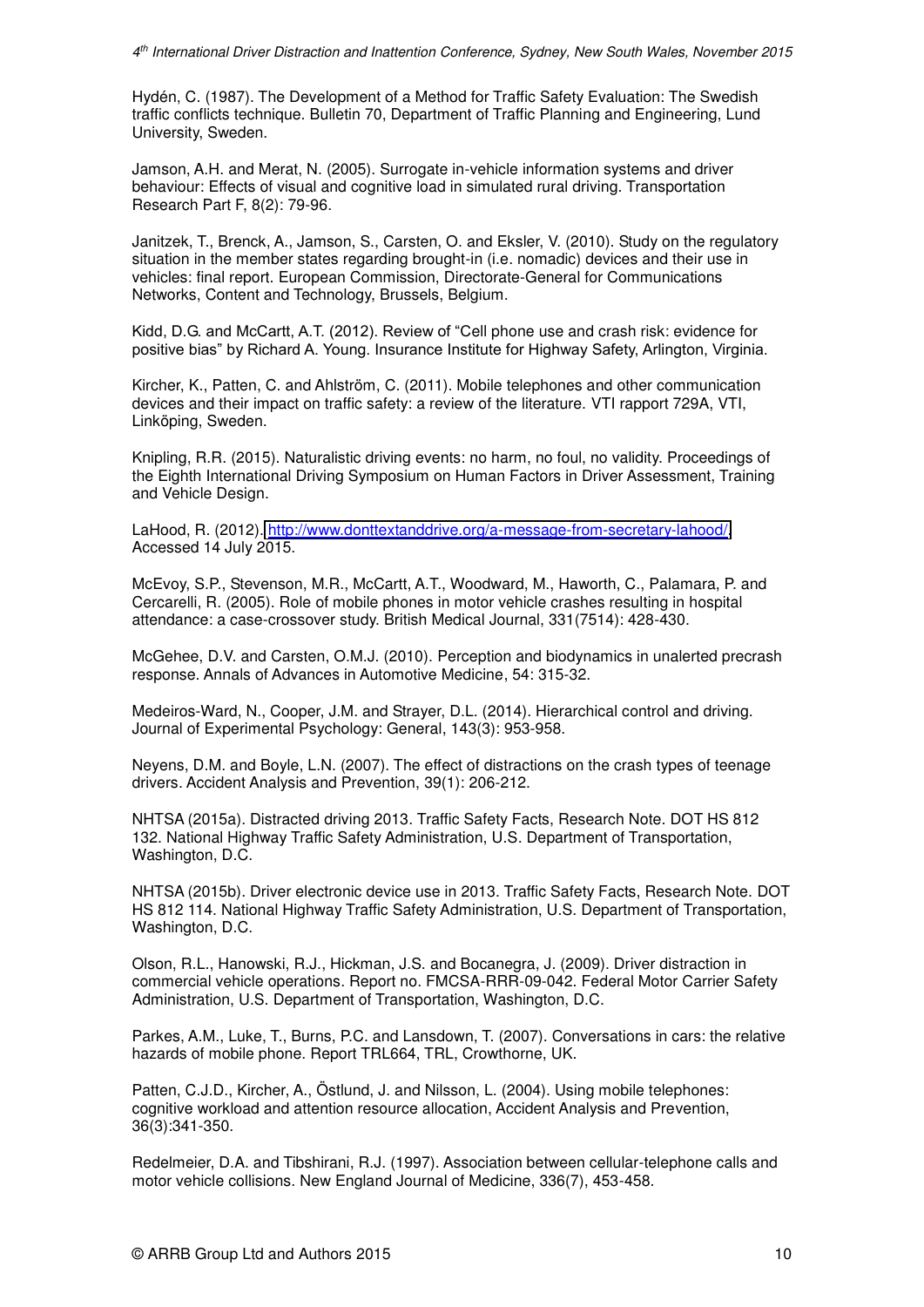Hydén, C. (1987). The Development of a Method for Traffic Safety Evaluation: The Swedish traffic conflicts technique. Bulletin 70, Department of Traffic Planning and Engineering, Lund University, Sweden.

Jamson, A.H. and Merat, N. (2005). Surrogate in-vehicle information systems and driver behaviour: Effects of visual and cognitive load in simulated rural driving. Transportation Research Part F, 8(2): 79-96.

Janitzek, T., Brenck, A., Jamson, S., Carsten, O. and Eksler, V. (2010). Study on the regulatory situation in the member states regarding brought-in (i.e. nomadic) devices and their use in vehicles: final report. European Commission, Directorate-General for Communications Networks, Content and Technology, Brussels, Belgium.

Kidd, D.G. and McCartt, A.T. (2012). Review of "Cell phone use and crash risk: evidence for positive bias" by Richard A. Young. Insurance Institute for Highway Safety, Arlington, Virginia.

Kircher, K., Patten, C. and Ahlström, C. (2011). Mobile telephones and other communication devices and their impact on traffic safety: a review of the literature. VTI rapport 729A, VTI, Linköping, Sweden.

Knipling, R.R. (2015). Naturalistic driving events: no harm, no foul, no validity. Proceedings of the Eighth International Driving Symposium on Human Factors in Driver Assessment, Training and Vehicle Design.

LaHood, R. (2012). http://www.donttextanddrive.org/a-message-from-secretary-lahood/ Accessed 14 July 2015.

McEvoy, S.P., Stevenson, M.R., McCartt, A.T., Woodward, M., Haworth, C., Palamara, P. and Cercarelli, R. (2005). Role of mobile phones in motor vehicle crashes resulting in hospital attendance: a case-crossover study. British Medical Journal, 331(7514): 428-430.

McGehee, D.V. and Carsten, O.M.J. (2010). Perception and biodynamics in unalerted precrash response. Annals of Advances in Automotive Medicine, 54: 315-32.

Medeiros-Ward, N., Cooper, J.M. and Strayer, D.L. (2014). Hierarchical control and driving. Journal of Experimental Psychology: General, 143(3): 953-958.

Neyens, D.M. and Boyle, L.N. (2007). The effect of distractions on the crash types of teenage drivers. Accident Analysis and Prevention, 39(1): 206-212.

NHTSA (2015a). Distracted driving 2013. Traffic Safety Facts, Research Note. DOT HS 812 132. National Highway Traffic Safety Administration, U.S. Department of Transportation, Washington, D.C.

NHTSA (2015b). Driver electronic device use in 2013. Traffic Safety Facts, Research Note. DOT HS 812 114. National Highway Traffic Safety Administration, U.S. Department of Transportation, Washington, D.C.

Olson, R.L., Hanowski, R.J., Hickman, J.S. and Bocanegra, J. (2009). Driver distraction in commercial vehicle operations. Report no. FMCSA-RRR-09-042. Federal Motor Carrier Safety Administration, U.S. Department of Transportation, Washington, D.C.

Parkes, A.M., Luke, T., Burns, P.C. and Lansdown, T. (2007). Conversations in cars: the relative hazards of mobile phone. Report TRL664, TRL, Crowthorne, UK.

Patten, C.J.D., Kircher, A., Östlund, J. and Nilsson, L. (2004). Using mobile telephones: cognitive workload and attention resource allocation, Accident Analysis and Prevention, 36(3):341-350.

Redelmeier, D.A. and Tibshirani, R.J. (1997). Association between cellular-telephone calls and motor vehicle collisions. New England Journal of Medicine, 336(7), 453-458.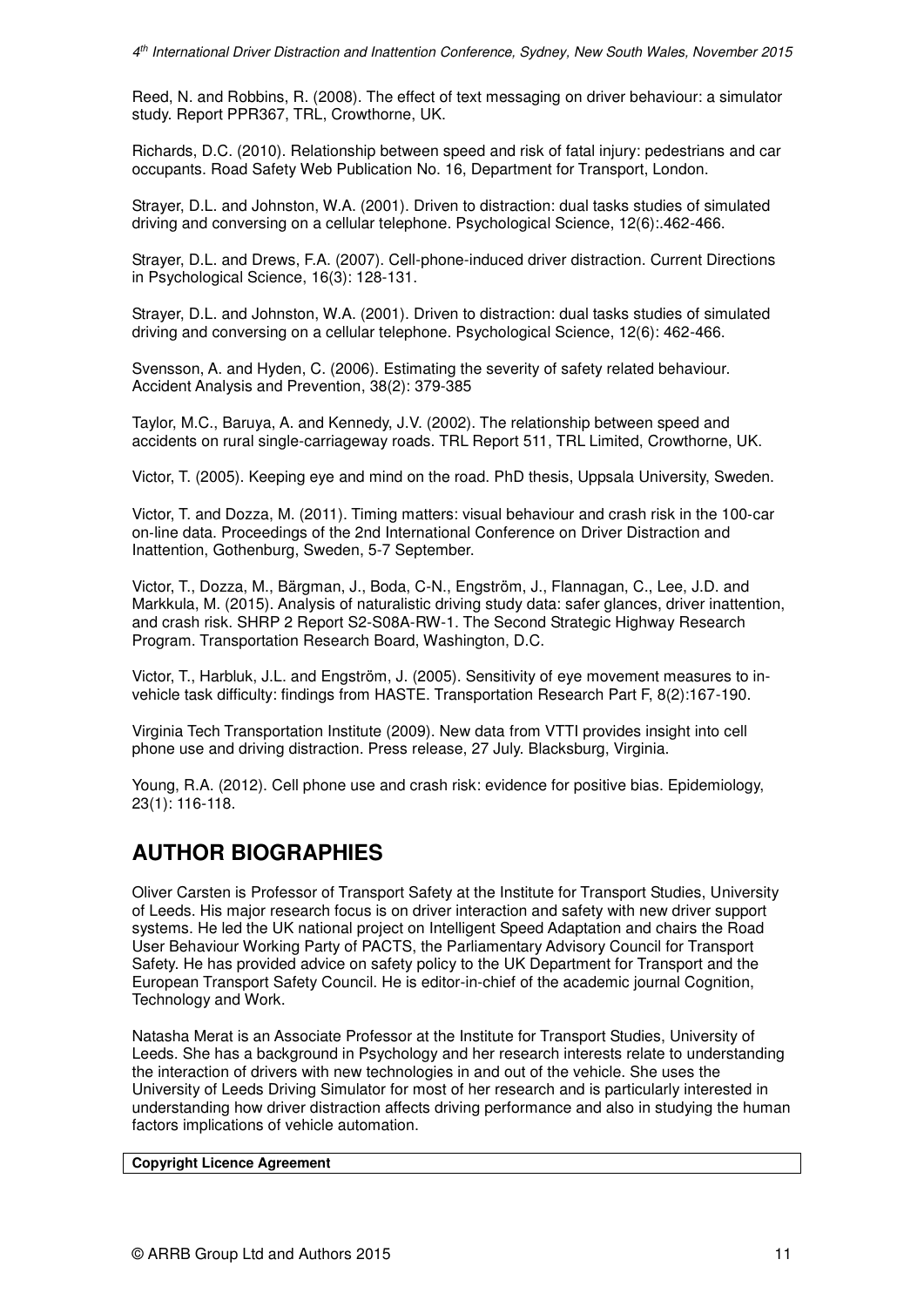Reed, N. and Robbins, R. (2008). The effect of text messaging on driver behaviour: a simulator study. Report PPR367, TRL, Crowthorne, UK.

Richards, D.C. (2010). Relationship between speed and risk of fatal injury: pedestrians and car occupants. Road Safety Web Publication No. 16, Department for Transport, London.

Strayer, D.L. and Johnston, W.A. (2001). Driven to distraction: dual tasks studies of simulated driving and conversing on a cellular telephone. Psychological Science, 12(6):.462-466.

Strayer, D.L. and Drews, F.A. (2007). Cell-phone-induced driver distraction. Current Directions in Psychological Science, 16(3): 128-131.

Strayer, D.L. and Johnston, W.A. (2001). Driven to distraction: dual tasks studies of simulated driving and conversing on a cellular telephone. Psychological Science, 12(6): 462-466.

Svensson, A. and Hyden, C. (2006). Estimating the severity of safety related behaviour. Accident Analysis and Prevention, 38(2): 379-385

Taylor, M.C., Baruya, A. and Kennedy, J.V. (2002). The relationship between speed and accidents on rural single-carriageway roads. TRL Report 511, TRL Limited, Crowthorne, UK.

Victor, T. (2005). Keeping eye and mind on the road. PhD thesis, Uppsala University, Sweden.

Victor, T. and Dozza, M. (2011). Timing matters: visual behaviour and crash risk in the 100-car on-line data. Proceedings of the 2nd International Conference on Driver Distraction and Inattention, Gothenburg, Sweden, 5-7 September.

Victor, T., Dozza, M., Bärgman, J., Boda, C-N., Engström, J., Flannagan, C., Lee, J.D. and Markkula, M. (2015). Analysis of naturalistic driving study data: safer glances, driver inattention, and crash risk. SHRP 2 Report S2-S08A-RW-1. The Second Strategic Highway Research Program. Transportation Research Board, Washington, D.C.

Victor, T., Harbluk, J.L. and Engström, J. (2005). Sensitivity of eye movement measures to in-vehicle task difficulty: findings from HASTE. Transportation Research Part F, 8(2):167-190.

Virginia Tech Transportation Institute (2009). New data from VTTI provides insight into cell phone use and driving distraction. Press release, 27 July. Blacksburg, Virginia.

Young, R.A. (2012). Cell phone use and crash risk: evidence for positive bias. Epidemiology, 23(1): 116-118.

## AUTHOR BIOGRAPHIES

Oliver Carsten is Professor of Transport Safety at the Institute for Transport Studies, University of Leeds. His major research focus is on driver interaction and safety with new driver support systems. He led the UK national project on Intelligent Speed Adaptation and chairs the Road User Behaviour Working Party of PACTS, the Parliamentary Advisory Council for Transport Safety. He has provided advice on safety policy to the UK Department for Transport and the European Transport Safety Council. He is editor-in-chief of the academic journal Cognition, Technology and Work.

Natasha Merat is an Associate Professor at the Institute for Transport Studies, University of Leeds. She has a background in Psychology and her research interests relate to understanding the interaction of drivers with new technologies in and out of the vehicle. She uses the University of Leeds Driving Simulator for most of her research and is particularly interested in understanding how driver distraction affects driving performance and also in studying the human factors implications of vehicle automation.

**Copyright Licence Agreement**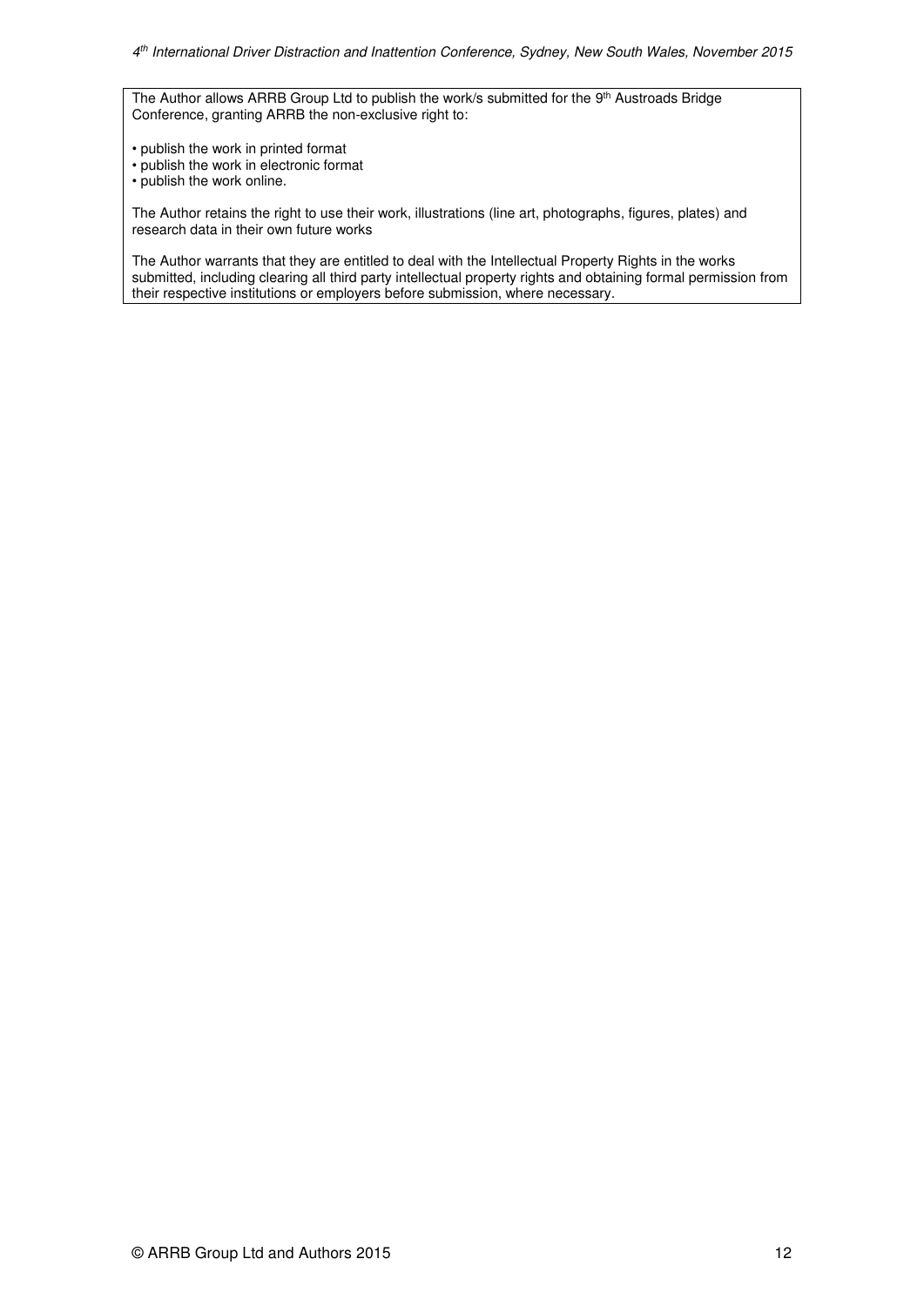The Author allows ARRB Group Ltd to publish the work/s submitted for the 9th Austroads Bridge Conference, granting ARRB the non-exclusive right to:

- publish the work in printed format
- publish the work in electronic format
- publish the work online.

The Author retains the right to use their work, illustrations (line art, photographs, figures, plates) and research data in their own future works

The Author warrants that they are entitled to deal with the Intellectual Property Rights in the works submitted, including clearing all third party intellectual property rights and obtaining formal permission from their respective institutions or employers before submission, where necessary.